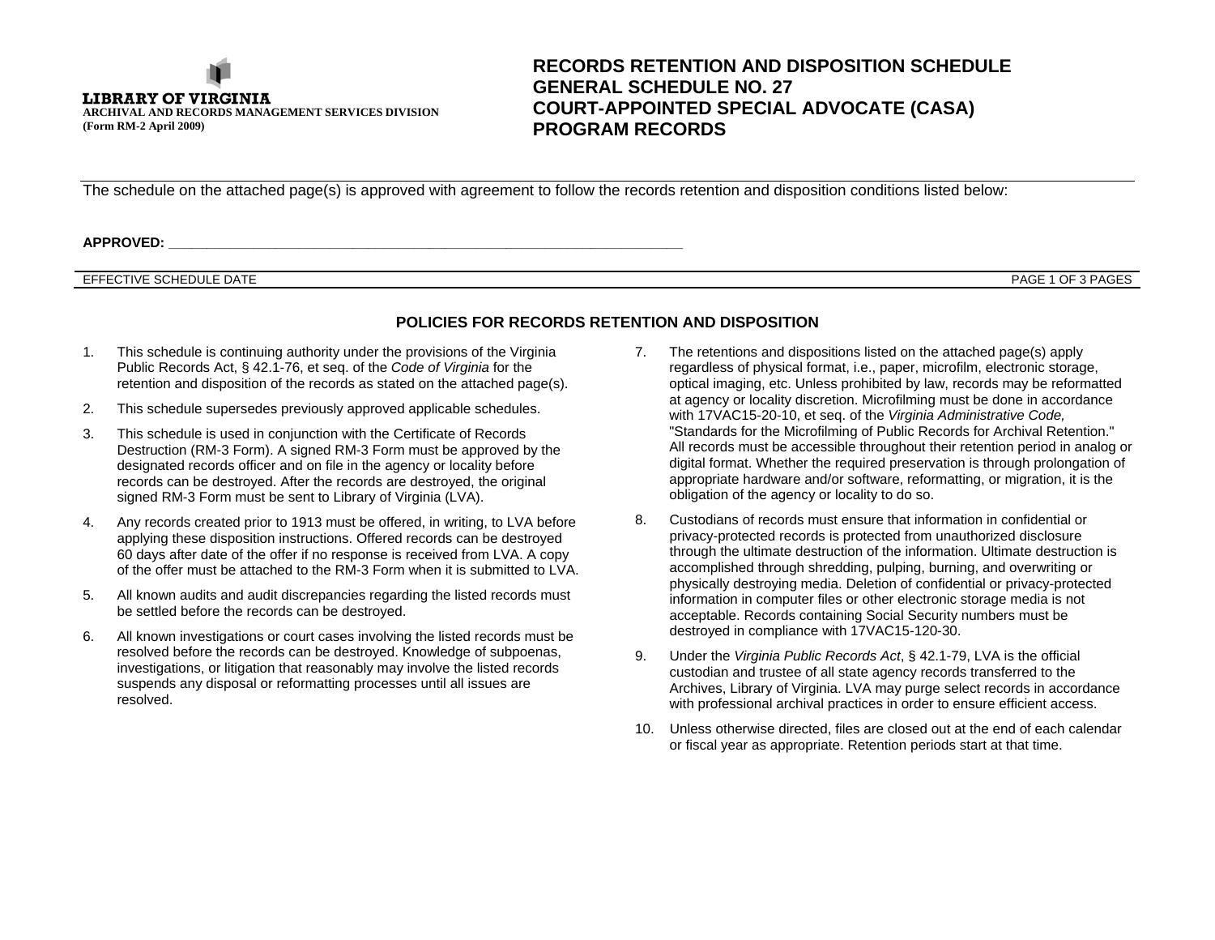**LIBRARY OF VIRGINIA**
**ARCHIVAL AND RECORDS MANAGEMENT SERVICES DIVISION**
**(Form RM-2 April 2009)**

# RECORDS RETENTION AND DISPOSITION SCHEDULE
# GENERAL SCHEDULE NO. 27
# COURT-APPOINTED SPECIAL ADVOCATE (CASA) PROGRAM RECORDS

The schedule on the attached page(s) is approved with agreement to follow the records retention and disposition conditions listed below:

**APPROVED:** ______________________________________________________________________

EFFECTIVE SCHEDULE DATE

## POLICIES FOR RECORDS RETENTION AND DISPOSITION

1. This schedule is continuing authority under the provisions of the Virginia Public Records Act, § 42.1-76, et seq. of the *Code of Virginia* for the retention and disposition of the records as stated on the attached page(s).
2. This schedule supersedes previously approved applicable schedules.
3. This schedule is used in conjunction with the Certificate of Records Destruction (RM-3 Form). A signed RM-3 Form must be approved by the designated records officer and on file in the agency or locality before records can be destroyed. After the records are destroyed, the original signed RM-3 Form must be sent to Library of Virginia (LVA).
4. Any records created prior to 1913 must be offered, in writing, to LVA before applying these disposition instructions. Offered records can be destroyed 60 days after date of the offer if no response is received from LVA. A copy of the offer must be attached to the RM-3 Form when it is submitted to LVA.
5. All known audits and audit discrepancies regarding the listed records must be settled before the records can be destroyed.
6. All known investigations or court cases involving the listed records must be resolved before the records can be destroyed. Knowledge of subpoenas, investigations, or litigation that reasonably may involve the listed records suspends any disposal or reformatting processes until all issues are resolved.
7. The retentions and dispositions listed on the attached page(s) apply regardless of physical format, i.e., paper, microfilm, electronic storage, optical imaging, etc. Unless prohibited by law, records may be reformatted at agency or locality discretion. Microfilming must be done in accordance with 17VAC15-20-10, et seq. of the *Virginia Administrative Code,* "Standards for the Microfilming of Public Records for Archival Retention." All records must be accessible throughout their retention period in analog or digital format. Whether the required preservation is through prolongation of appropriate hardware and/or software, reformatting, or migration, it is the obligation of the agency or locality to do so.
8. Custodians of records must ensure that information in confidential or privacy-protected records is protected from unauthorized disclosure through the ultimate destruction of the information. Ultimate destruction is accomplished through shredding, pulping, burning, and overwriting or physically destroying media. Deletion of confidential or privacy-protected information in computer files or other electronic storage media is not acceptable. Records containing Social Security numbers must be destroyed in compliance with 17VAC15-120-30.
9. Under the *Virginia Public Records Act*, § 42.1-79, LVA is the official custodian and trustee of all state agency records transferred to the Archives, Library of Virginia. LVA may purge select records in accordance with professional archival practices in order to ensure efficient access.
10. Unless otherwise directed, files are closed out at the end of each calendar or fiscal year as appropriate. Retention periods start at that time.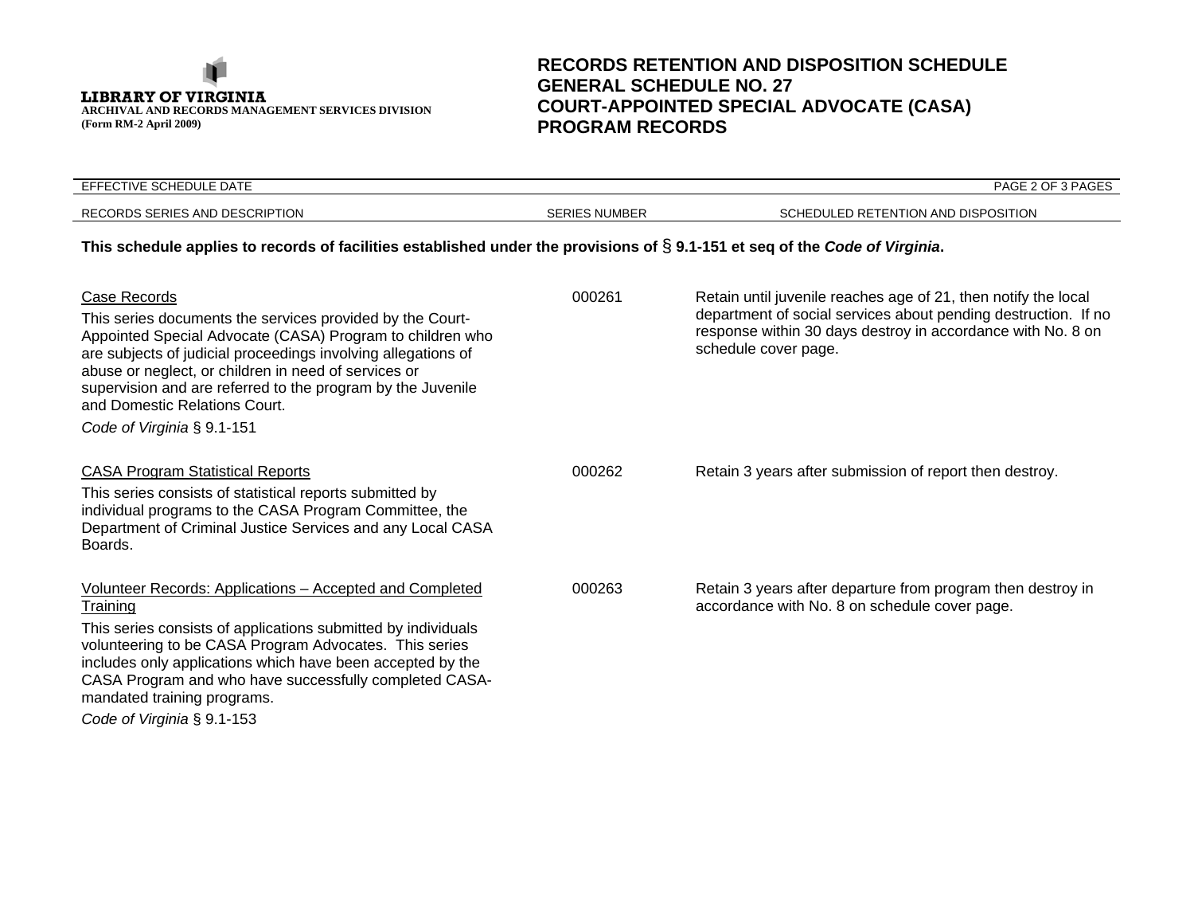**LIBRARY OF VIRGINIA**
**ARCHIVAL AND RECORDS MANAGEMENT SERVICES DIVISION**
**(Form RM-2 April 2009)**

# RECORDS RETENTION AND DISPOSITION SCHEDULE
# GENERAL SCHEDULE NO. 27
# COURT-APPOINTED SPECIAL ADVOCATE (CASA) PROGRAM RECORDS

EFFECTIVE SCHEDULE DATE

**This schedule applies to records of facilities established under the provisions of § 9.1-151 et seq of the *Code of Virginia*.**

| RECORDS SERIES AND DESCRIPTION | SERIES NUMBER | SCHEDULED RETENTION AND DISPOSITION |
|---|---|---|
| Case Records<br>This series documents the services provided by the Court-Appointed Special Advocate (CASA) Program to children who are subjects of judicial proceedings involving allegations of abuse or neglect, or children in need of services or supervision and are referred to the program by the Juvenile and Domestic Relations Court.<br>*Code of Virginia* § 9.1-151 | 000261 | Retain until juvenile reaches age of 21, then notify the local department of social services about pending destruction. If no response within 30 days destroy in accordance with No. 8 on schedule cover page. |
| CASA Program Statistical Reports<br>This series consists of statistical reports submitted by individual programs to the CASA Program Committee, the Department of Criminal Justice Services and any Local CASA Boards. | 000262 | Retain 3 years after submission of report then destroy. |
| Volunteer Records: Applications – Accepted and Completed Training<br>This series consists of applications submitted by individuals volunteering to be CASA Program Advocates. This series includes only applications which have been accepted by the CASA Program and who have successfully completed CASA-mandated training programs.<br>*Code of Virginia* § 9.1-153 | 000263 | Retain 3 years after departure from program then destroy in accordance with No. 8 on schedule cover page. |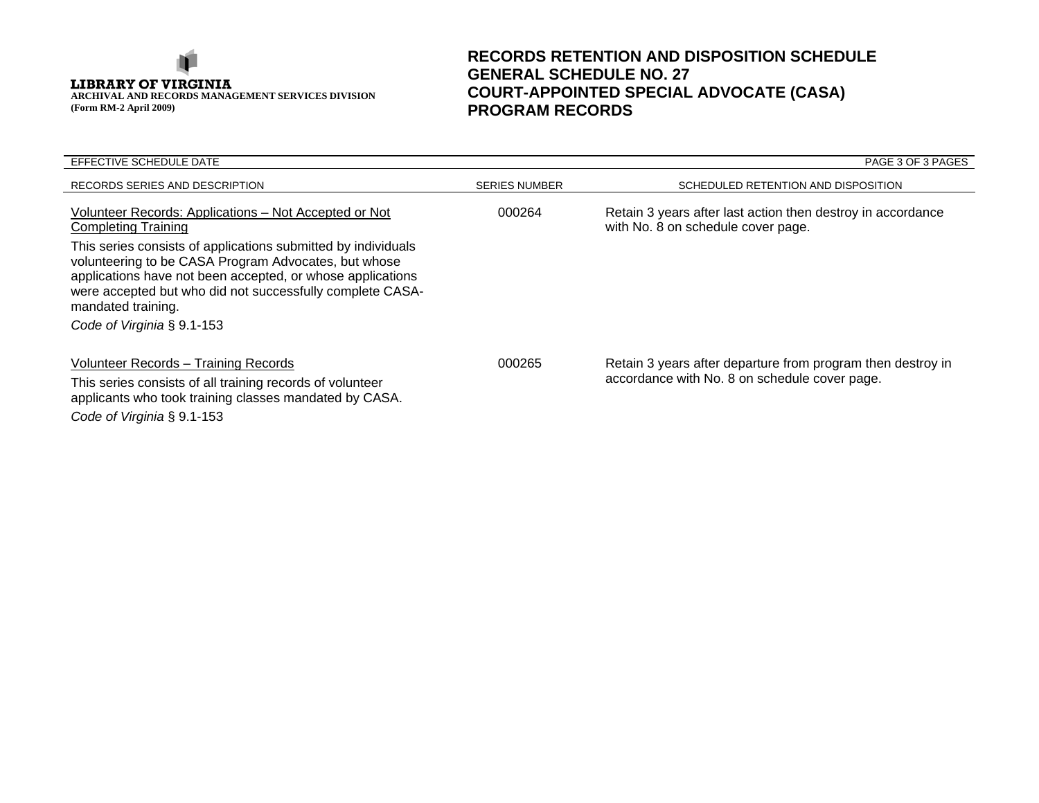| RECORDS SERIES AND DESCRIPTION | SERIES NUMBER | SCHEDULED RETENTION AND DISPOSITION |
|---|---|---|
| Volunteer Records: Applications – Not Accepted or Not Completing Training<br>This series consists of applications submitted by individuals volunteering to be CASA Program Advocates, but whose applications have not been accepted, or whose applications were accepted but who did not successfully complete CASA-mandated training.<br>*Code of Virginia* § 9.1-153 | 000264 | Retain 3 years after last action then destroy in accordance with No. 8 on schedule cover page. |
| Volunteer Records – Training Records<br>This series consists of all training records of volunteer applicants who took training classes mandated by CASA.<br>*Code of Virginia* § 9.1-153 | 000265 | Retain 3 years after departure from program then destroy in accordance with No. 8 on schedule cover page. |